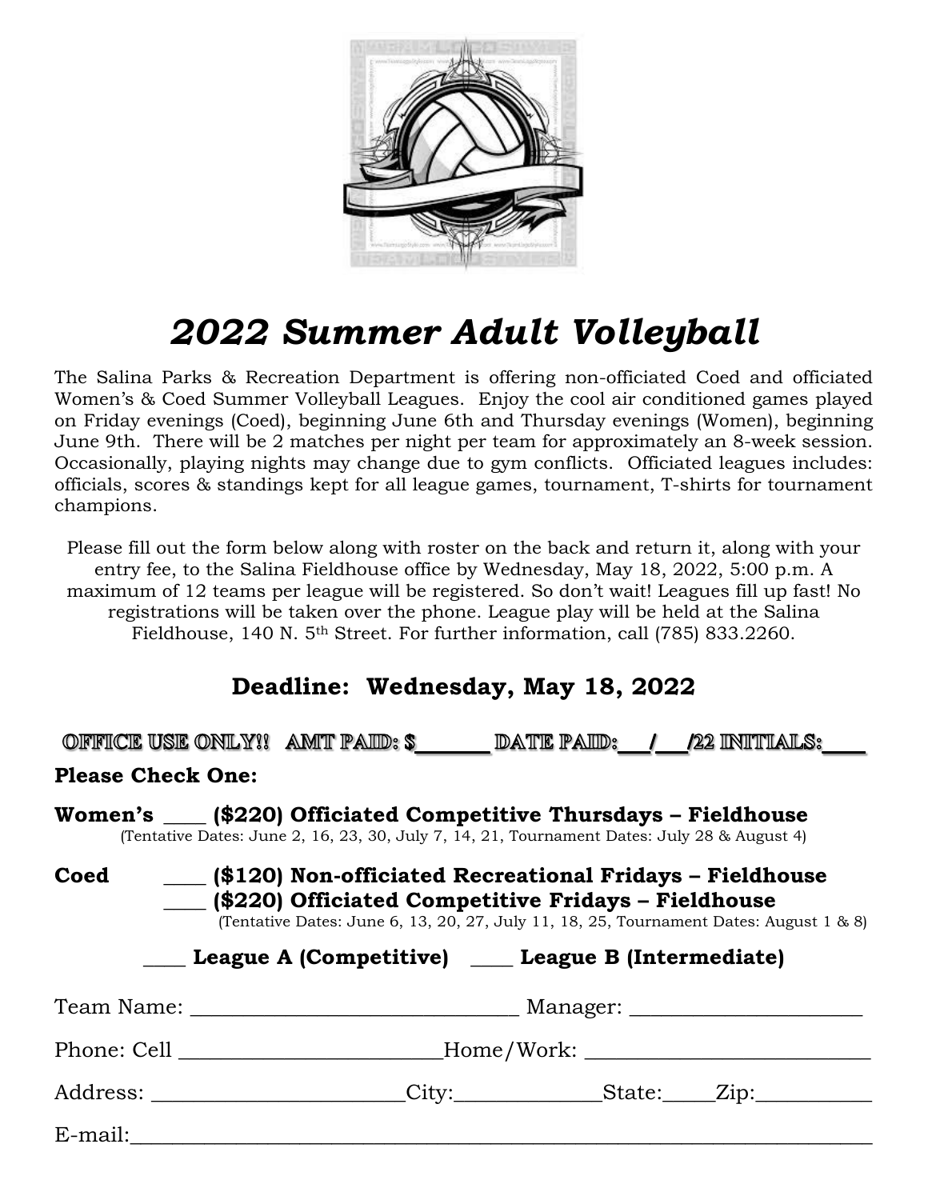# *2022 Summer Adult Volleyball*

The Salina Parks & Recreation Department is offering non-officiated Coed and officiated Women's & Coed Summer Volleyball Leagues. Enjoy the cool air conditioned games played on Friday evenings (Coed), beginning June 6th and Thursday evenings (Women), beginning June 9th. There will be 2 matches per night per team for approximately an 8-week session. Occasionally, playing nights may change due to gym conflicts. Officiated leagues includes: officials, scores & standings kept for all league games, tournament, T-shirts for tournament champions.

Please fill out the form below along with roster on the back and return it, along with your entry fee, to the Salina Fieldhouse office by Wednesday, May 18, 2022, 5:00 p.m. A maximum of 12 teams per league will be registered. So don't wait! Leagues fill up fast! No registrations will be taken over the phone. League play will be held at the Salina Fieldhouse, 140 N. 5th Street. For further information, call (785) 833.2260.

## Deadline: Wednesday, May 18, 2022

**OFFICE USE ONLY!! AMT PAID: $_______ DATE PAID:___/___/22 INITIALS:____**

**Please Check One:**

**Women's ____ ($220) Officiated Competitive Thursdays – Fieldhouse**
(Tentative Dates: June 2, 16, 23, 30, July 7, 14, 21, Tournament Dates: July 28 & August 4)

**Coed ____ ($120) Non-officiated Recreational Fridays – Fieldhouse**
**____ ($220) Officiated Competitive Fridays – Fieldhouse**
(Tentative Dates: June 6, 13, 20, 27, July 11, 18, 25, Tournament Dates: August 1 & 8)

**____ League A (Competitive) ____ League B (Intermediate)**

Team Name: ______________________________ Manager: _____________________

Phone: Cell ________________________Home/Work: __________________________

Address: _______________________City:_____________State:_____Zip:__________

E-mail:_____________________________________________________________________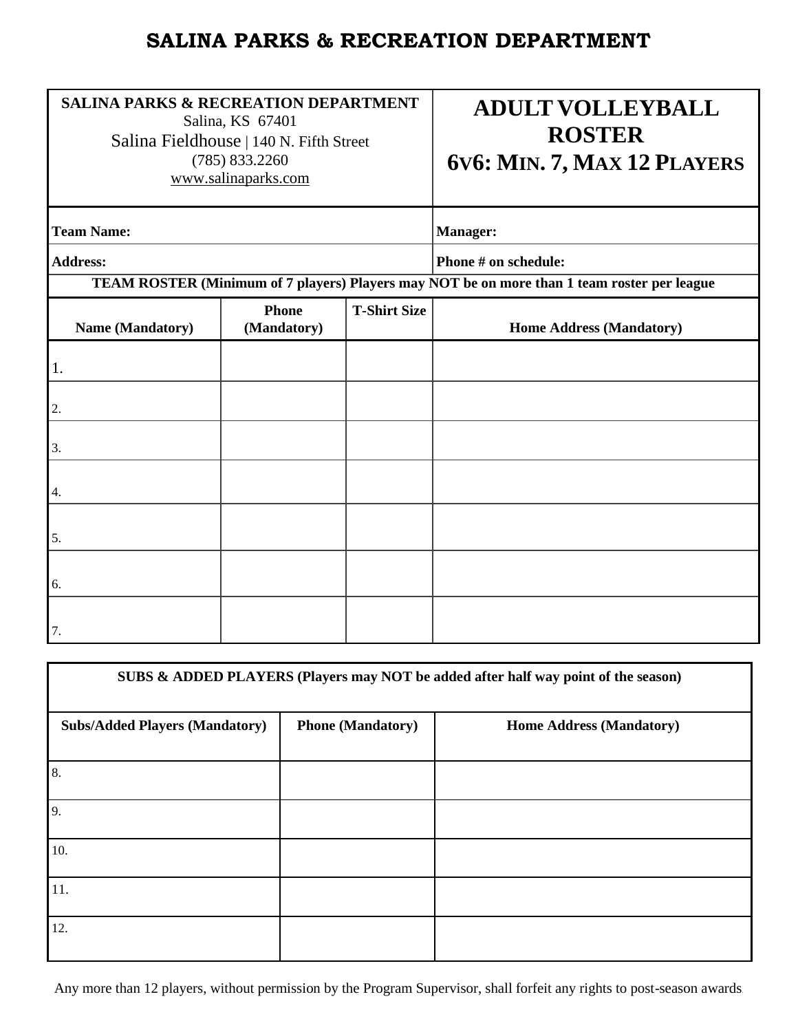# SALINA PARKS & RECREATION DEPARTMENT

| **SALINA PARKS & RECREATION DEPARTMENT**<br>Salina, KS 67401<br>Salina Fieldhouse \| 140 N. Fifth Street<br>(785) 833.2260<br>www.salinaparks.com | | | **ADULT VOLLEYBALL ROSTER**<br>**6V6: MIN. 7, MAX 12 PLAYERS** |
|---|---|---|---|
| **Team Name:** | | | **Manager:** |
| **Address:** | | | **Phone # on schedule:** |
| **TEAM ROSTER (Minimum of 7 players) Players may NOT be on more than 1 team roster per league** | | | |
| **Name (Mandatory)** | **Phone (Mandatory)** | **T-Shirt Size** | **Home Address (Mandatory)** |
| 1. | | | |
| 2. | | | |
| 3. | | | |
| 4. | | | |
| 5. | | | |
| 6. | | | |
| 7. | | | |

| **SUBS & ADDED PLAYERS (Players may NOT be added after half way point of the season)** | | |
|---|---|---|
| **Subs/Added Players (Mandatory)** | **Phone (Mandatory)** | **Home Address (Mandatory)** |
| 8. | | |
| 9. | | |
| 10. | | |
| 11. | | |
| 12. | | |

Any more than 12 players, without permission by the Program Supervisor, shall forfeit any rights to post-season awards.